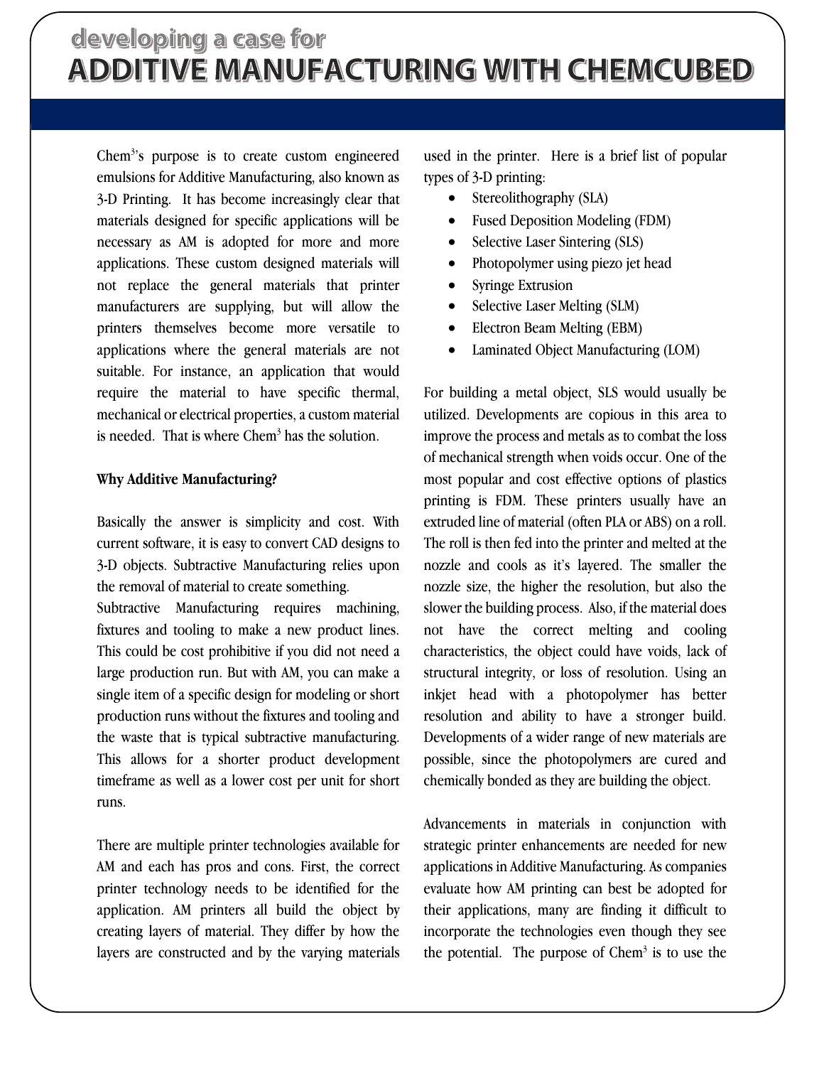# developing a case for
# ADDITIVE MANUFACTURING WITH CHEMCUBED

Chem[3]'s purpose is to create custom engineered emulsions for Additive Manufacturing, also known as 3-D Printing. It has become increasingly clear that materials designed for specific applications will be necessary as AM is adopted for more and more applications. These custom designed materials will not replace the general materials that printer manufacturers are supplying, but will allow the printers themselves become more versatile to applications where the general materials are not suitable. For instance, an application that would require the material to have specific thermal, mechanical or electrical properties, a custom material is needed. That is where Chem[3] has the solution.

**Why Additive Manufacturing?**

Basically the answer is simplicity and cost. With current software, it is easy to convert CAD designs to 3-D objects. Subtractive Manufacturing relies upon the removal of material to create something.

Subtractive Manufacturing requires machining, fixtures and tooling to make a new product lines. This could be cost prohibitive if you did not need a large production run. But with AM, you can make a single item of a specific design for modeling or short production runs without the fixtures and tooling and the waste that is typical subtractive manufacturing. This allows for a shorter product development timeframe as well as a lower cost per unit for short runs.

There are multiple printer technologies available for AM and each has pros and cons. First, the correct printer technology needs to be identified for the application. AM printers all build the object by creating layers of material. They differ by how the layers are constructed and by the varying materials used in the printer. Here is a brief list of popular types of 3-D printing:

- Stereolithography (SLA)
- Fused Deposition Modeling (FDM)
- Selective Laser Sintering (SLS)
- Photopolymer using piezo jet head
- Syringe Extrusion
- Selective Laser Melting (SLM)
- Electron Beam Melting (EBM)
- Laminated Object Manufacturing (LOM)

For building a metal object, SLS would usually be utilized. Developments are copious in this area to improve the process and metals as to combat the loss of mechanical strength when voids occur. One of the most popular and cost effective options of plastics printing is FDM. These printers usually have an extruded line of material (often PLA or ABS) on a roll. The roll is then fed into the printer and melted at the nozzle and cools as it's layered. The smaller the nozzle size, the higher the resolution, but also the slower the building process. Also, if the material does not have the correct melting and cooling characteristics, the object could have voids, lack of structural integrity, or loss of resolution. Using an inkjet head with a photopolymer has better resolution and ability to have a stronger build. Developments of a wider range of new materials are possible, since the photopolymers are cured and chemically bonded as they are building the object.

Advancements in materials in conjunction with strategic printer enhancements are needed for new applications in Additive Manufacturing. As companies evaluate how AM printing can best be adopted for their applications, many are finding it difficult to incorporate the technologies even though they see the potential. The purpose of Chem[3] is to use the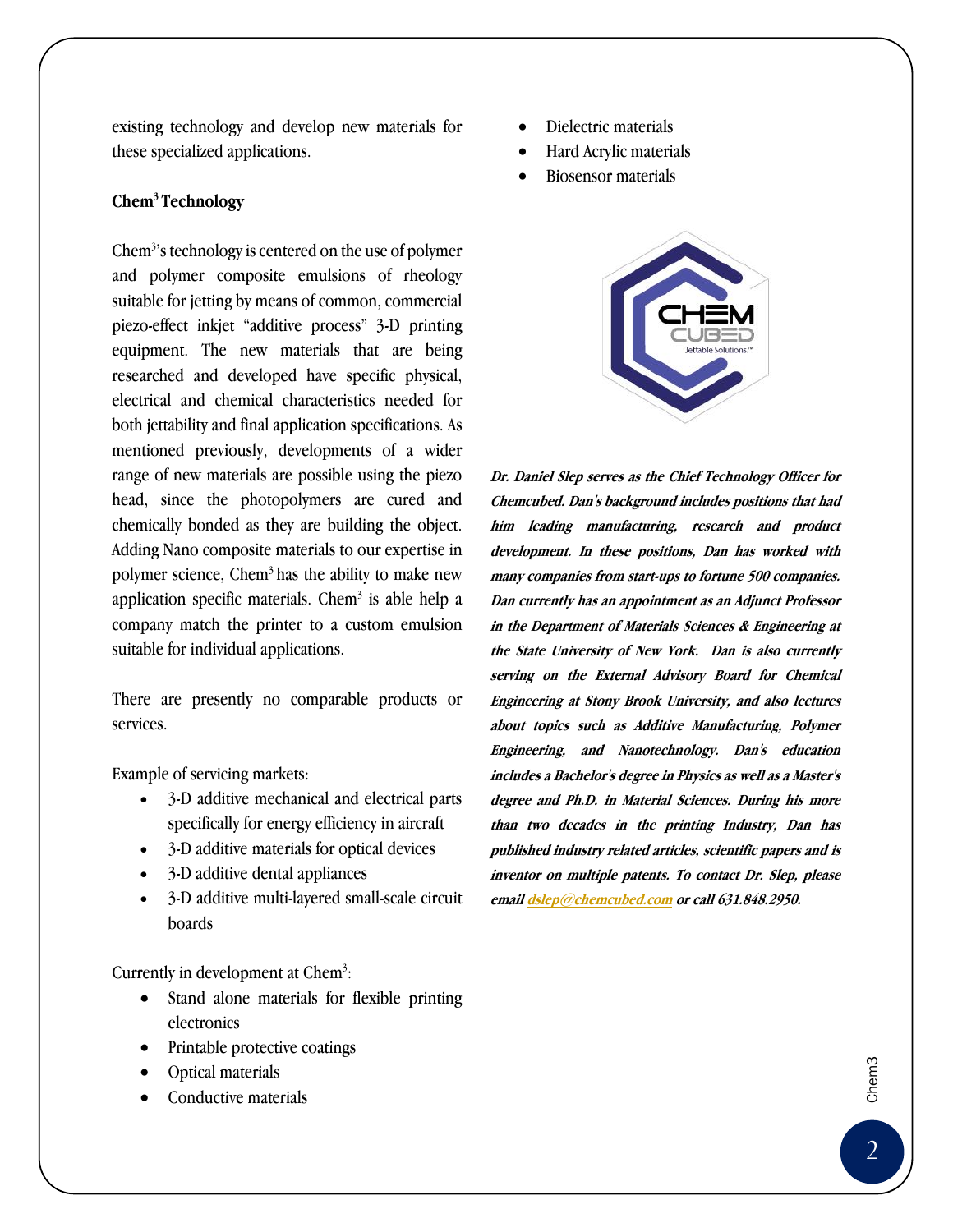existing technology and develop new materials for these specialized applications.

**Chem³ Technology**

Chem³'s technology is centered on the use of polymer and polymer composite emulsions of rheology suitable for jetting by means of common, commercial piezo-effect inkjet "additive process" 3-D printing equipment. The new materials that are being researched and developed have specific physical, electrical and chemical characteristics needed for both jettability and final application specifications. As mentioned previously, developments of a wider range of new materials are possible using the piezo head, since the photopolymers are cured and chemically bonded as they are building the object. Adding Nano composite materials to our expertise in polymer science, Chem³ has the ability to make new application specific materials. Chem³ is able help a company match the printer to a custom emulsion suitable for individual applications.

There are presently no comparable products or services.

Example of servicing markets:

- 3-D additive mechanical and electrical parts specifically for energy efficiency in aircraft
- 3-D additive materials for optical devices
- 3-D additive dental appliances
- 3-D additive multi-layered small-scale circuit boards

Currently in development at Chem³:

- Stand alone materials for flexible printing electronics
- Printable protective coatings
- Optical materials
- Conductive materials
- Dielectric materials
- Hard Acrylic materials
- Biosensor materials

CHEM CUBED Jettable Solutions.™

***Dr. Daniel Slep serves as the Chief Technology Officer for Chemcubed. Dan's background includes positions that had him leading manufacturing, research and product development. In these positions, Dan has worked with many companies from start-ups to fortune 500 companies. Dan currently has an appointment as an Adjunct Professor in the Department of Materials Sciences & Engineering at the State University of New York. Dan is also currently serving on the External Advisory Board for Chemical Engineering at Stony Brook University, and also lectures about topics such as Additive Manufacturing, Polymer Engineering, and Nanotechnology. Dan's education includes a Bachelor's degree in Physics as well as a Master's degree and Ph.D. in Material Sciences. During his more than two decades in the printing Industry, Dan has published industry related articles, scientific papers and is inventor on multiple patents. To contact Dr. Slep, please email dslep@chemcubed.com or call 631.848.2950.***